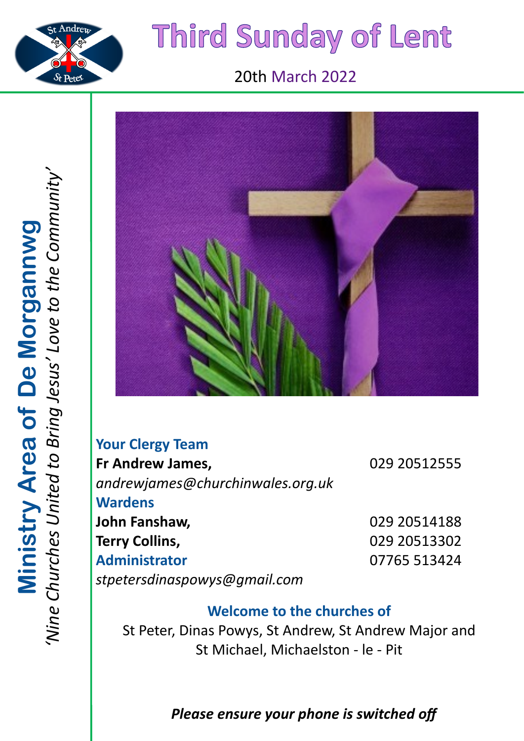# Third Sunday of Lent

20th March 2022

**Ministry Area of De Morgannwg**

*'Nine Churches United to Bring Jesus' Love to the Community'*

### Your Clergy Team

**Fr Andrew James,** 029 20512555

*andrewjames@churchinwales.org.uk*

### Wardens

**John Fanshaw,** 029 20514188

**Terry Collins,** 029 20513302

### Administrator

07765 513424

*stpetersdinaspowys@gmail.com*

### Welcome to the churches of

St Peter, Dinas Powys, St Andrew, St Andrew Major and St Michael, Michaelston - le - Pit

***Please ensure your phone is switched off***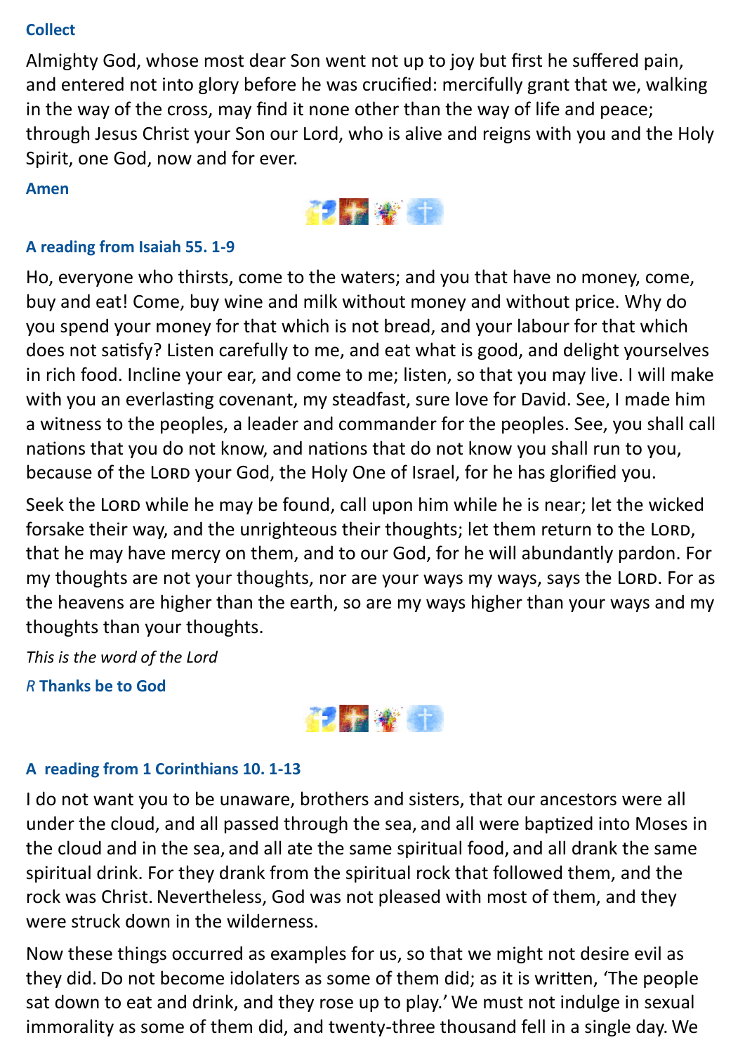**Collect**

Almighty God, whose most dear Son went not up to joy but first he suffered pain, and entered not into glory before he was crucified: mercifully grant that we, walking in the way of the cross, may find it none other than the way of life and peace; through Jesus Christ your Son our Lord, who is alive and reigns with you and the Holy Spirit, one God, now and for ever.

**Amen**

**A reading from Isaiah 55. 1-9**

Ho, everyone who thirsts, come to the waters; and you that have no money, come, buy and eat! Come, buy wine and milk without money and without price. Why do you spend your money for that which is not bread, and your labour for that which does not satisfy? Listen carefully to me, and eat what is good, and delight yourselves in rich food. Incline your ear, and come to me; listen, so that you may live. I will make with you an everlasting covenant, my steadfast, sure love for David. See, I made him a witness to the peoples, a leader and commander for the peoples. See, you shall call nations that you do not know, and nations that do not know you shall run to you, because of the LORD your God, the Holy One of Israel, for he has glorified you.

Seek the LORD while he may be found, call upon him while he is near; let the wicked forsake their way, and the unrighteous their thoughts; let them return to the LORD, that he may have mercy on them, and to our God, for he will abundantly pardon. For my thoughts are not your thoughts, nor are your ways my ways, says the LORD. For as the heavens are higher than the earth, so are my ways higher than your ways and my thoughts than your thoughts.

*This is the word of the Lord*

*R* **Thanks be to God**

**A reading from 1 Corinthians 10. 1-13**

I do not want you to be unaware, brothers and sisters, that our ancestors were all under the cloud, and all passed through the sea, and all were baptized into Moses in the cloud and in the sea, and all ate the same spiritual food, and all drank the same spiritual drink. For they drank from the spiritual rock that followed them, and the rock was Christ. Nevertheless, God was not pleased with most of them, and they were struck down in the wilderness.

Now these things occurred as examples for us, so that we might not desire evil as they did. Do not become idolaters as some of them did; as it is written, 'The people sat down to eat and drink, and they rose up to play.' We must not indulge in sexual immorality as some of them did, and twenty-three thousand fell in a single day. We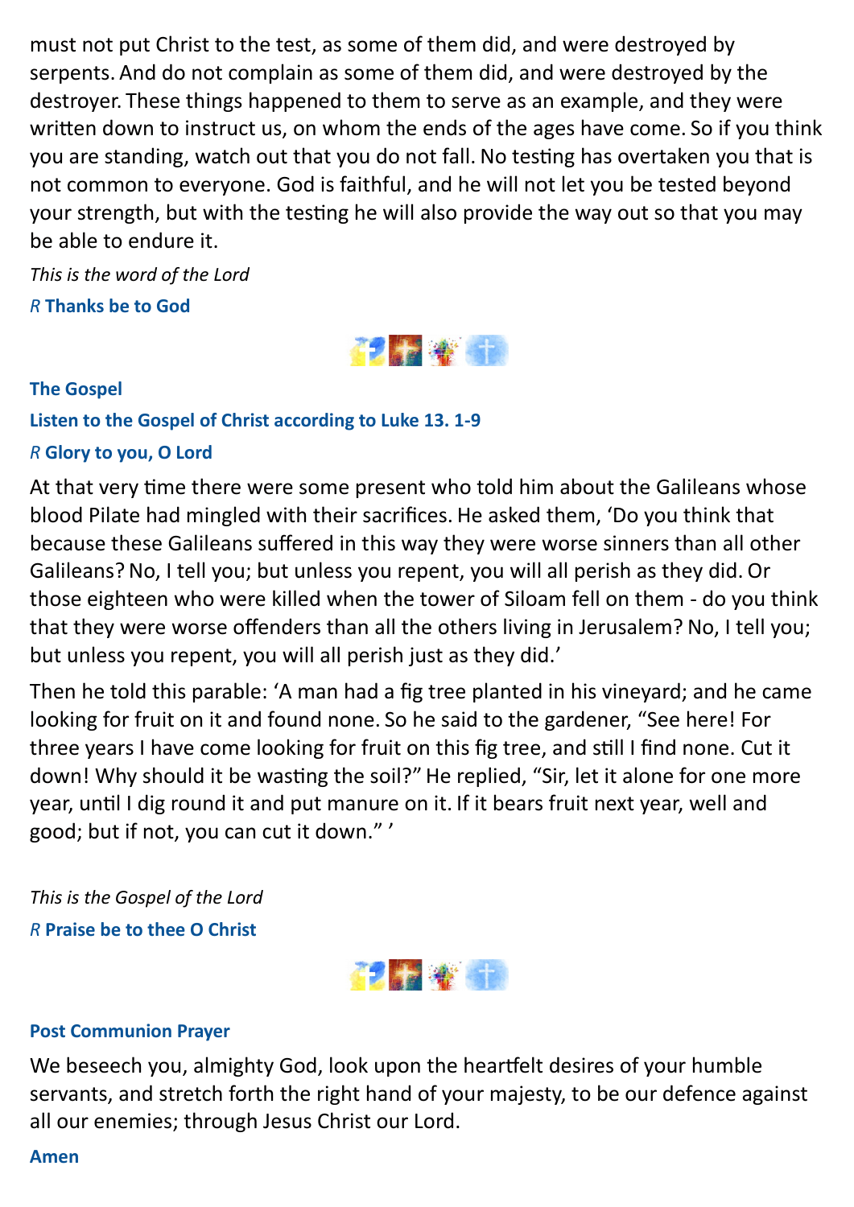must not put Christ to the test, as some of them did, and were destroyed by serpents. And do not complain as some of them did, and were destroyed by the destroyer. These things happened to them to serve as an example, and they were written down to instruct us, on whom the ends of the ages have come. So if you think you are standing, watch out that you do not fall. No testing has overtaken you that is not common to everyone. God is faithful, and he will not let you be tested beyond your strength, but with the testing he will also provide the way out so that you may be able to endure it.

*This is the word of the Lord*

*R* **Thanks be to God**

**The Gospel**

**Listen to the Gospel of Christ according to Luke 13. 1-9**

*R* **Glory to you, O Lord**

At that very time there were some present who told him about the Galileans whose blood Pilate had mingled with their sacrifices. He asked them, 'Do you think that because these Galileans suffered in this way they were worse sinners than all other Galileans? No, I tell you; but unless you repent, you will all perish as they did. Or those eighteen who were killed when the tower of Siloam fell on them - do you think that they were worse offenders than all the others living in Jerusalem? No, I tell you; but unless you repent, you will all perish just as they did.'

Then he told this parable: 'A man had a fig tree planted in his vineyard; and he came looking for fruit on it and found none. So he said to the gardener, "See here! For three years I have come looking for fruit on this fig tree, and still I find none. Cut it down! Why should it be wasting the soil?" He replied, "Sir, let it alone for one more year, until I dig round it and put manure on it. If it bears fruit next year, well and good; but if not, you can cut it down." '

*This is the Gospel of the Lord*

*R* **Praise be to thee O Christ**

**Post Communion Prayer**

We beseech you, almighty God, look upon the heartfelt desires of your humble servants, and stretch forth the right hand of your majesty, to be our defence against all our enemies; through Jesus Christ our Lord.

**Amen**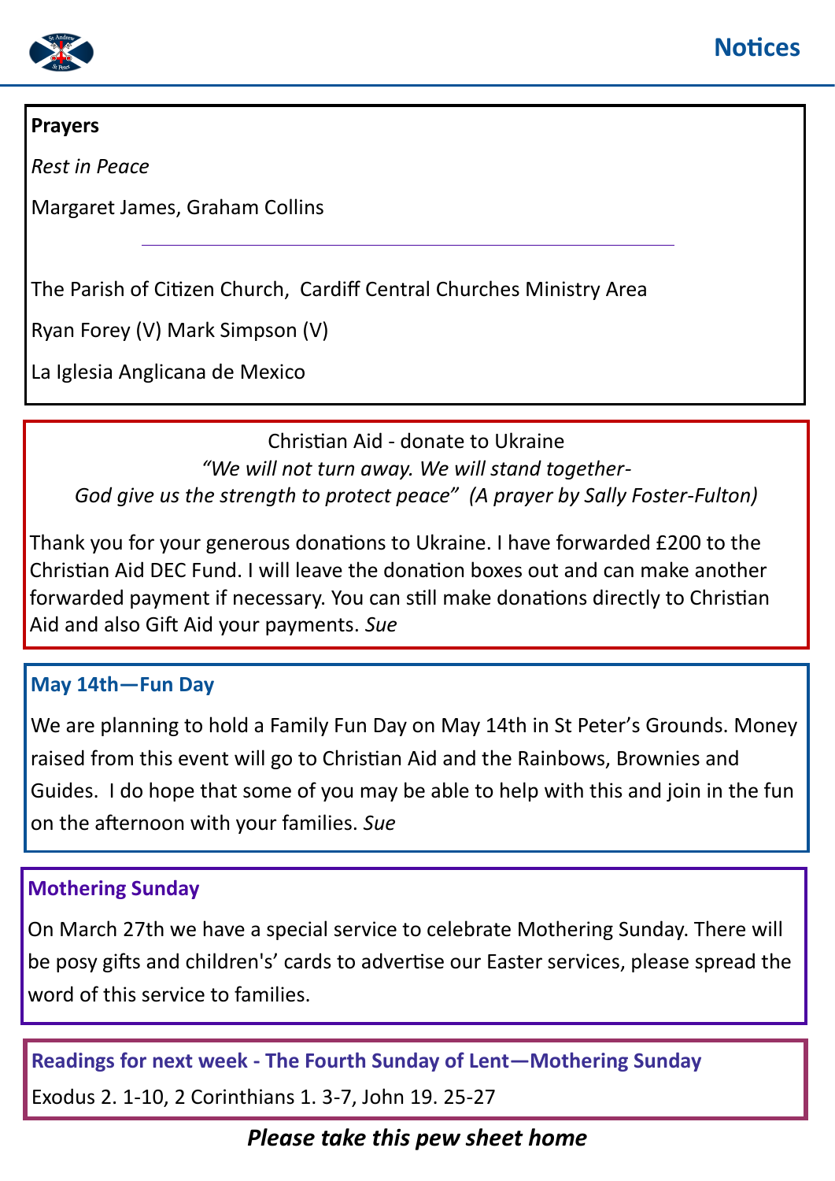# Notices

## Prayers

*Rest in Peace*

Margaret James, Graham Collins

---

The Parish of Citizen Church, Cardiff Central Churches Ministry Area

Ryan Forey (V) Mark Simpson (V)

La Iglesia Anglicana de Mexico

## Christian Aid - donate to Ukraine

*"We will not turn away. We will stand together-*
*God give us the strength to protect peace" (A prayer by Sally Foster-Fulton)*

Thank you for your generous donations to Ukraine. I have forwarded £200 to the Christian Aid DEC Fund. I will leave the donation boxes out and can make another forwarded payment if necessary. You can still make donations directly to Christian Aid and also Gift Aid your payments. *Sue*

## May 14th—Fun Day

We are planning to hold a Family Fun Day on May 14th in St Peter's Grounds. Money raised from this event will go to Christian Aid and the Rainbows, Brownies and Guides. I do hope that some of you may be able to help with this and join in the fun on the afternoon with your families. *Sue*

## Mothering Sunday

On March 27th we have a special service to celebrate Mothering Sunday. There will be posy gifts and children's' cards to advertise our Easter services, please spread the word of this service to families.

## Readings for next week - The Fourth Sunday of Lent—Mothering Sunday

Exodus 2. 1-10, 2 Corinthians 1. 3-7, John 19. 25-27

***Please take this pew sheet home***